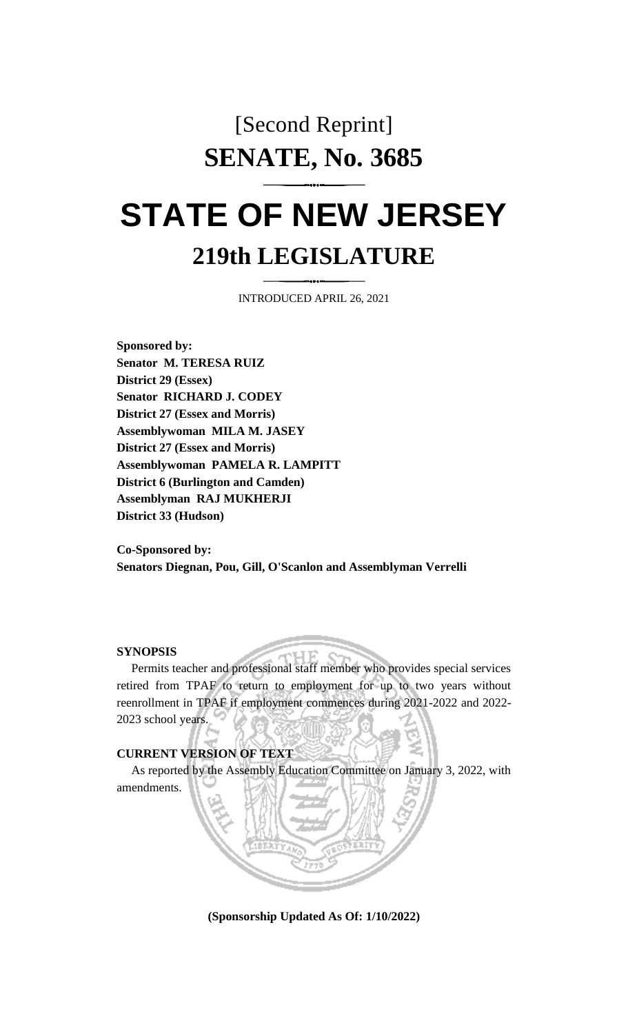[Second Reprint]

# SENATE, No. 3685

# STATE OF NEW JERSEY

## 219th LEGISLATURE

INTRODUCED APRIL 26, 2021

**Sponsored by:**
**Senator M. TERESA RUIZ**
**District 29 (Essex)**
**Senator RICHARD J. CODEY**
**District 27 (Essex and Morris)**
**Assemblywoman MILA M. JASEY**
**District 27 (Essex and Morris)**
**Assemblywoman PAMELA R. LAMPITT**
**District 6 (Burlington and Camden)**
**Assemblyman RAJ MUKHERJI**
**District 33 (Hudson)**

**Co-Sponsored by:**
**Senators Diegnan, Pou, Gill, O'Scanlon and Assemblyman Verrelli**

**SYNOPSIS**

Permits teacher and professional staff member who provides special services retired from TPAF to return to employment for up to two years without reenrollment in TPAF if employment commences during 2021-2022 and 2022-2023 school years.

**CURRENT VERSION OF TEXT**

As reported by the Assembly Education Committee on January 3, 2022, with amendments.

**(Sponsorship Updated As Of: 1/10/2022)**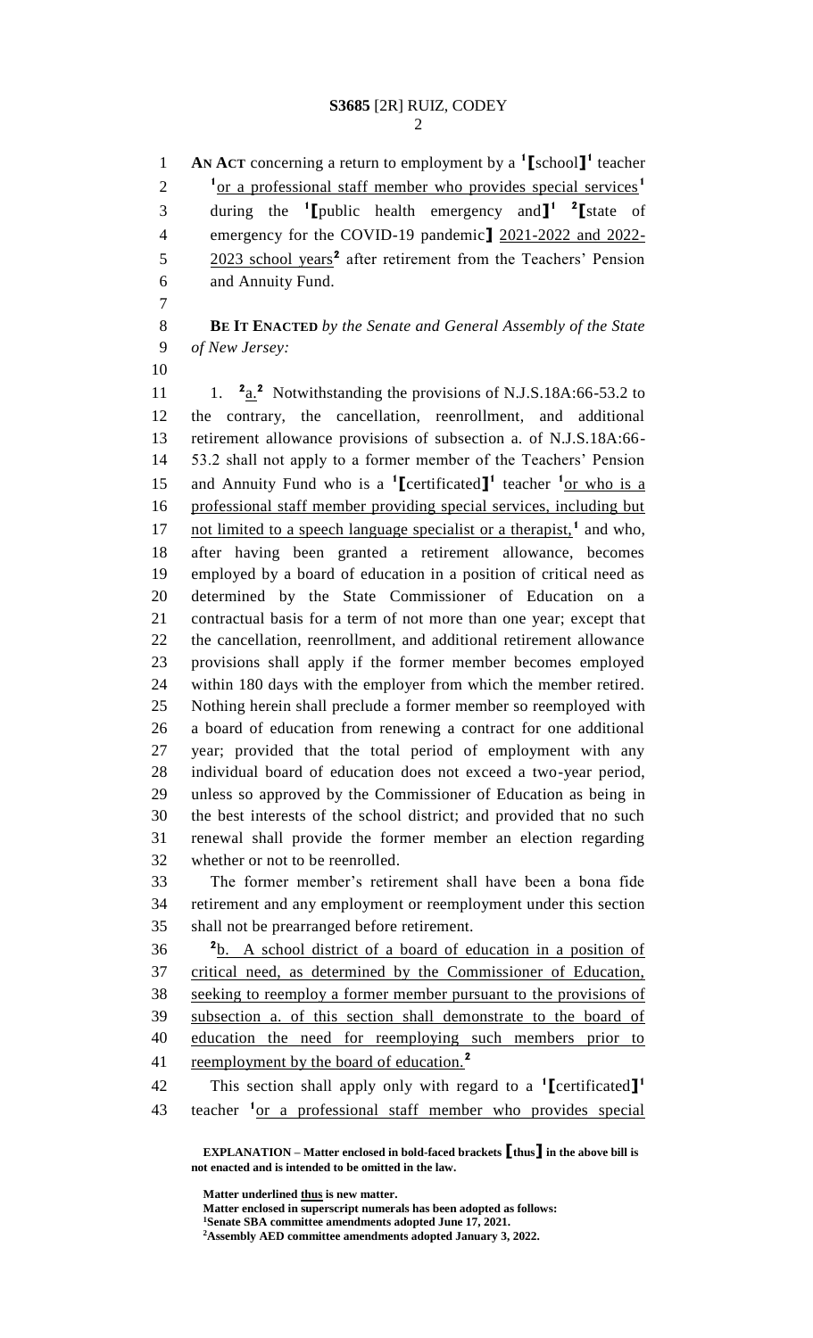**AN ACT** concerning a return to employment by a [1]⟦school⟧[1] teacher [1]<u>or a professional staff member who provides special services</u>[1] during the [1]⟦public health emergency and⟧[1] [2]⟦state of emergency for the COVID-19 pandemic⟧ <u>2021-2022 and 2022-2023 school years</u>[2] after retirement from the Teachers' Pension and Annuity Fund.

**BE IT ENACTED** *by the Senate and General Assembly of the State of New Jersey:*

1. [2]<u>a.</u>[2] Notwithstanding the provisions of N.J.S.18A:66-53.2 to the contrary, the cancellation, reenrollment, and additional retirement allowance provisions of subsection a. of N.J.S.18A:66-53.2 shall not apply to a former member of the Teachers' Pension and Annuity Fund who is a [1]⟦certificated⟧[1] teacher [1]<u>or who is a professional staff member providing special services, including but not limited to a speech language specialist or a therapist,</u>[1] and who, after having been granted a retirement allowance, becomes employed by a board of education in a position of critical need as determined by the State Commissioner of Education on a contractual basis for a term of not more than one year; except that the cancellation, reenrollment, and additional retirement allowance provisions shall apply if the former member becomes employed within 180 days with the employer from which the member retired. Nothing herein shall preclude a former member so reemployed with a board of education from renewing a contract for one additional year; provided that the total period of employment with any individual board of education does not exceed a two-year period, unless so approved by the Commissioner of Education as being in the best interests of the school district; and provided that no such renewal shall provide the former member an election regarding whether or not to be reenrolled.

The former member's retirement shall have been a bona fide retirement and any employment or reemployment under this section shall not be prearranged before retirement.

[2]<u>b. A school district of a board of education in a position of critical need, as determined by the Commissioner of Education, seeking to reemploy a former member pursuant to the provisions of subsection a. of this section shall demonstrate to the board of education the need for reemploying such members prior to reemployment by the board of education.</u>[2]

This section shall apply only with regard to a [1]⟦certificated⟧[1] teacher [1]<u>or a professional staff member who provides special</u>

**EXPLANATION – Matter enclosed in bold-faced brackets ⟦thus⟧ in the above bill is not enacted and is intended to be omitted in the law.**

**Matter underlined <u>thus</u> is new matter.**
**Matter enclosed in superscript numerals has been adopted as follows:**
[1]**Senate SBA committee amendments adopted June 17, 2021.**
[2]**Assembly AED committee amendments adopted January 3, 2022.**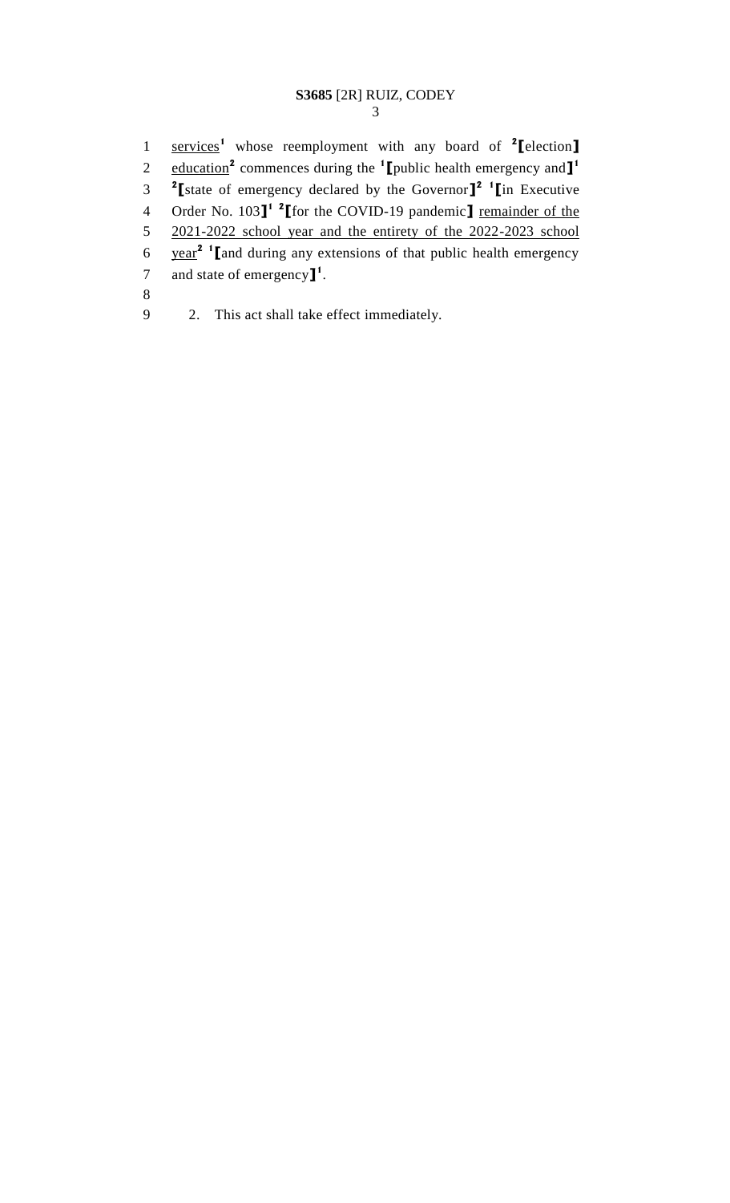services[1] whose reemployment with any board of [2][election][2] education[2] commences during the [1][public health emergency and][1] [2][state of emergency declared by the Governor][2] [1][in Executive Order No. 103][1] [2][for the COVID-19 pandemic][2] remainder of the 2021-2022 school year and the entirety of the 2022-2023 school year[2] [1][and during any extensions of that public health emergency and state of emergency][1].

2. This act shall take effect immediately.